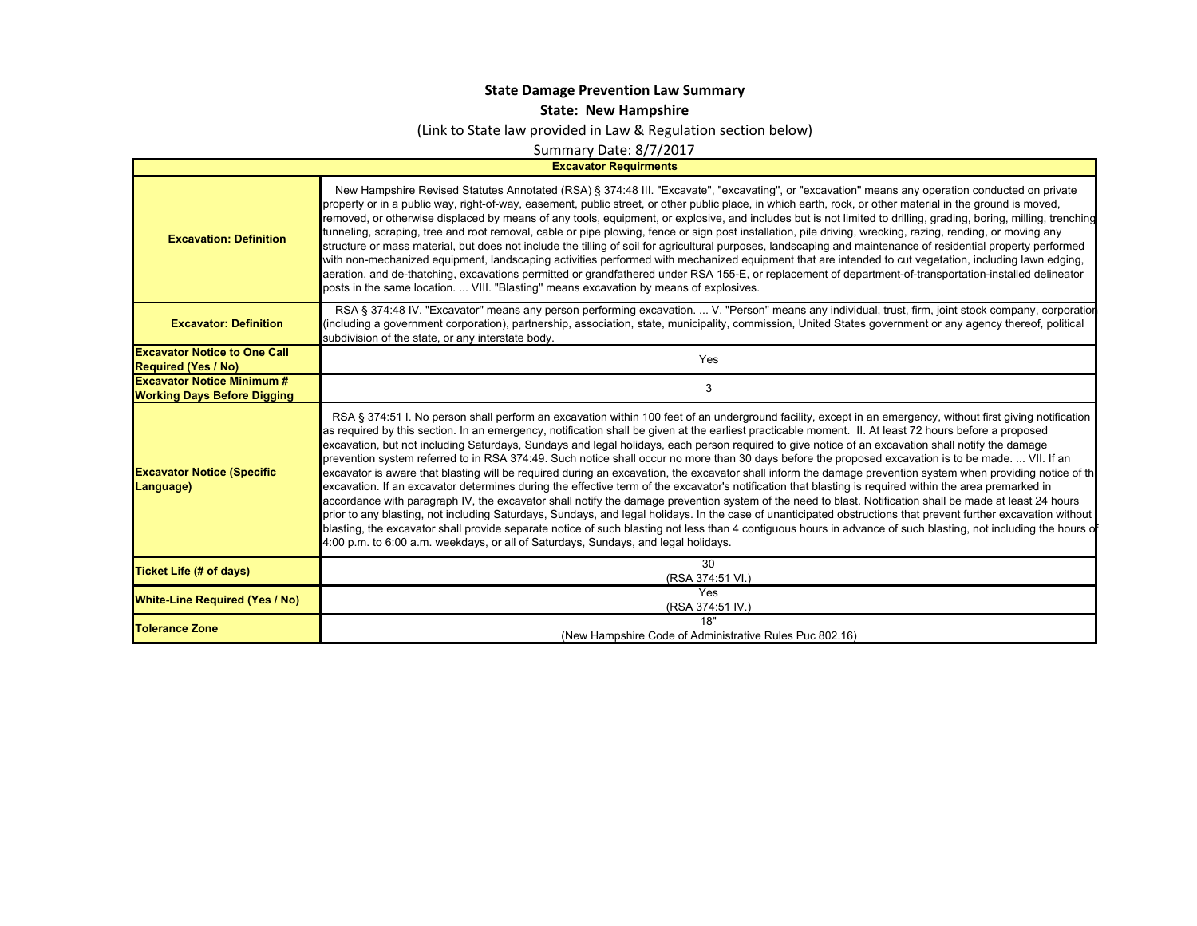**State Damage Prevention Law Summary**

**State: New Hampshire**

(Link to State law provided in Law & Regulation section below)

Summary Date: 8/7/2017

| Excavator Requirments | |
|---|---|
| **Excavation: Definition** | New Hampshire Revised Statutes Annotated (RSA) § 374:48 III. "Excavate", "excavating", or "excavation" means any operation conducted on private property or in a public way, right-of-way, easement, public street, or other public place, in which earth, rock, or other material in the ground is moved, removed, or otherwise displaced by means of any tools, equipment, or explosive, and includes but is not limited to drilling, grading, boring, milling, trenching tunneling, scraping, tree and root removal, cable or pipe plowing, fence or sign post installation, pile driving, wrecking, razing, rending, or moving any structure or mass material, but does not include the tilling of soil for agricultural purposes, landscaping and maintenance of residential property performed with non-mechanized equipment, landscaping activities performed with mechanized equipment that are intended to cut vegetation, including lawn edging, aeration, and de-thatching, excavations permitted or grandfathered under RSA 155-E, or replacement of department-of-transportation-installed delineator posts in the same location. ... VIII. "Blasting" means excavation by means of explosives. |
| **Excavator: Definition** | RSA § 374:48 IV. "Excavator" means any person performing excavation. ... V. "Person" means any individual, trust, firm, joint stock company, corporation (including a government corporation), partnership, association, state, municipality, commission, United States government or any agency thereof, political subdivision of the state, or any interstate body. |
| **Excavator Notice to One Call Required (Yes / No)** | Yes |
| **Excavator Notice Minimum # Working Days Before Digging** | 3 |
| **Excavator Notice (Specific Language)** | RSA § 374:51 I. No person shall perform an excavation within 100 feet of an underground facility, except in an emergency, without first giving notification as required by this section. In an emergency, notification shall be given at the earliest practicable moment. II. At least 72 hours before a proposed excavation, but not including Saturdays, Sundays and legal holidays, each person required to give notice of an excavation shall notify the damage prevention system referred to in RSA 374:49. Such notice shall occur no more than 30 days before the proposed excavation is to be made. ... VII. If an excavator is aware that blasting will be required during an excavation, the excavator shall inform the damage prevention system when providing notice of the excavation. If an excavator determines during the effective term of the excavator's notification that blasting is required within the area premarked in accordance with paragraph IV, the excavator shall notify the damage prevention system of the need to blast. Notification shall be made at least 24 hours prior to any blasting, not including Saturdays, Sundays, and legal holidays. In the case of unanticipated obstructions that prevent further excavation without blasting, the excavator shall provide separate notice of such blasting not less than 4 contiguous hours in advance of such blasting, not including the hours of 4:00 p.m. to 6:00 a.m. weekdays, or all of Saturdays, Sundays, and legal holidays. |
| **Ticket Life (# of days)** | 30<br>(RSA 374:51 VI.) |
| **White-Line Required (Yes / No)** | Yes<br>(RSA 374:51 IV.) |
| **Tolerance Zone** | 18"<br>(New Hampshire Code of Administrative Rules Puc 802.16) |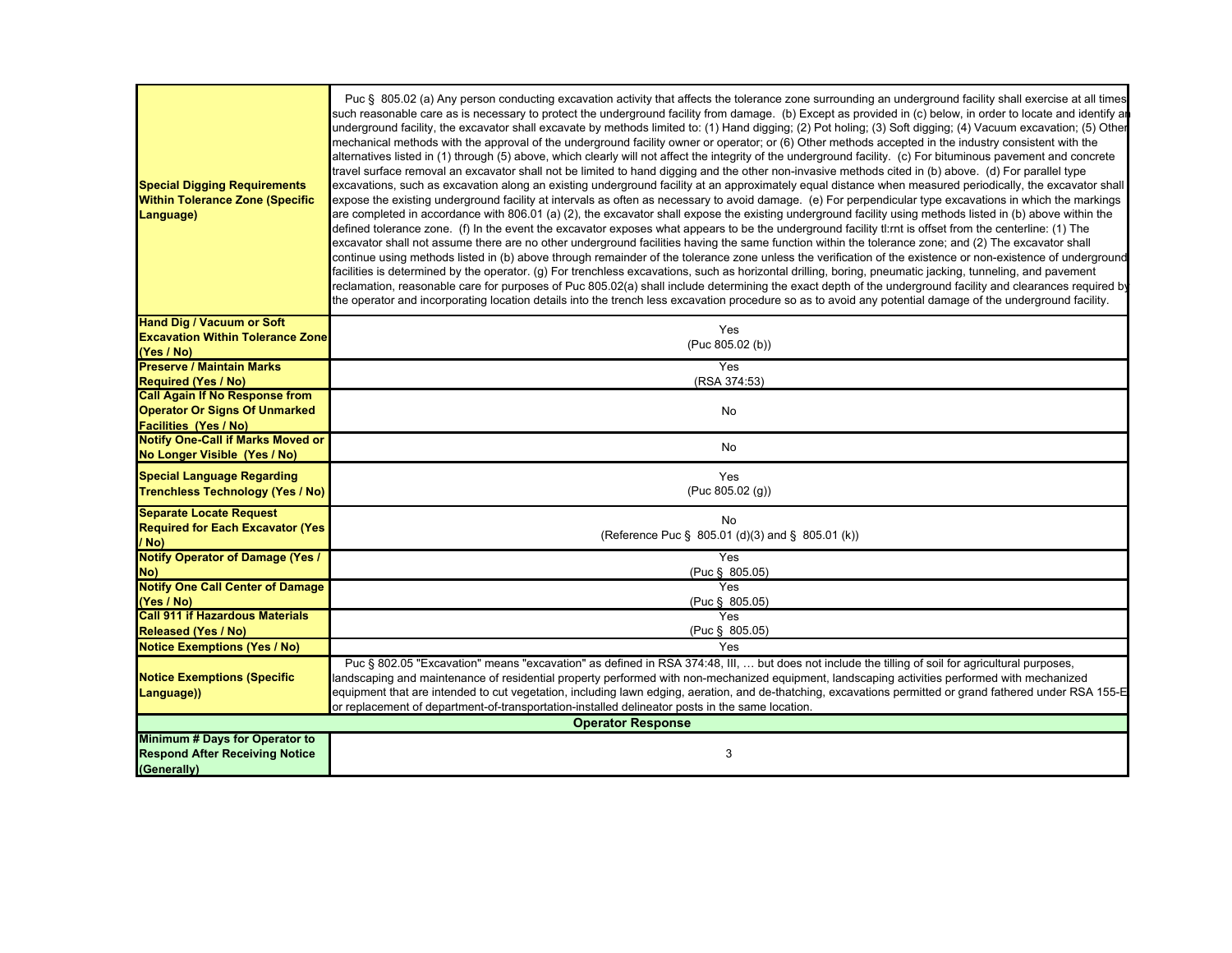| | |
|---|---|
| **Special Digging Requirements Within Tolerance Zone (Specific Language)** | Puc § 805.02 (a) Any person conducting excavation activity that affects the tolerance zone surrounding an underground facility shall exercise at all times such reasonable care as is necessary to protect the underground facility from damage. (b) Except as provided in (c) below, in order to locate and identify an underground facility, the excavator shall excavate by methods limited to: (1) Hand digging; (2) Pot holing; (3) Soft digging; (4) Vacuum excavation; (5) Other mechanical methods with the approval of the underground facility owner or operator; or (6) Other methods accepted in the industry consistent with the alternatives listed in (1) through (5) above, which clearly will not affect the integrity of the underground facility. (c) For bituminous pavement and concrete travel surface removal an excavator shall not be limited to hand digging and the other non-invasive methods cited in (b) above. (d) For parallel type excavations, such as excavation along an existing underground facility at an approximately equal distance when measured periodically, the excavator shall expose the existing underground facility at intervals as often as necessary to avoid damage. (e) For perpendicular type excavations in which the markings are completed in accordance with 806.01 (a) (2), the excavator shall expose the existing underground facility using methods listed in (b) above within the defined tolerance zone. (f) In the event the excavator exposes what appears to be the underground facility tl:rnt is offset from the centerline: (1) The excavator shall not assume there are no other underground facilities having the same function within the tolerance zone; and (2) The excavator shall continue using methods listed in (b) above through remainder of the tolerance zone unless the verification of the existence or non-existence of underground facilities is determined by the operator. (g) For trenchless excavations, such as horizontal drilling, boring, pneumatic jacking, tunneling, and pavement reclamation, reasonable care for purposes of Puc 805.02(a) shall include determining the exact depth of the underground facility and clearances required by the operator and incorporating location details into the trench less excavation procedure so as to avoid any potential damage of the underground facility. |
| **Hand Dig / Vacuum or Soft Excavation Within Tolerance Zone (Yes / No)** | Yes<br>(Puc 805.02 (b)) |
| **Preserve / Maintain Marks Required (Yes / No)** | Yes<br>(RSA 374:53) |
| **Call Again If No Response from Operator Or Signs Of Unmarked Facilities (Yes / No)** | No |
| **Notify One-Call if Marks Moved or No Longer Visible (Yes / No)** | No |
| **Special Language Regarding Trenchless Technology (Yes / No)** | Yes<br>(Puc 805.02 (g)) |
| **Separate Locate Request Required for Each Excavator (Yes / No)** | No<br>(Reference Puc § 805.01 (d)(3) and § 805.01 (k)) |
| **Notify Operator of Damage (Yes / No)** | Yes<br>(Puc § 805.05) |
| **Notify One Call Center of Damage (Yes / No)** | Yes<br>(Puc § 805.05) |
| **Call 911 if Hazardous Materials Released (Yes / No)** | Yes<br>(Puc § 805.05) |
| **Notice Exemptions (Yes / No)** | Yes |
| **Notice Exemptions (Specific Language))** | Puc § 802.05 "Excavation" means "excavation" as defined in RSA 374:48, III, … but does not include the tilling of soil for agricultural purposes, landscaping and maintenance of residential property performed with non-mechanized equipment, landscaping activities performed with mechanized equipment that are intended to cut vegetation, including lawn edging, aeration, and de-thatching, excavations permitted or grand fathered under RSA 155-E or replacement of department-of-transportation-installed delineator posts in the same location. |
| **Operator Response** | |
| **Minimum # Days for Operator to Respond After Receiving Notice (Generally)** | 3 |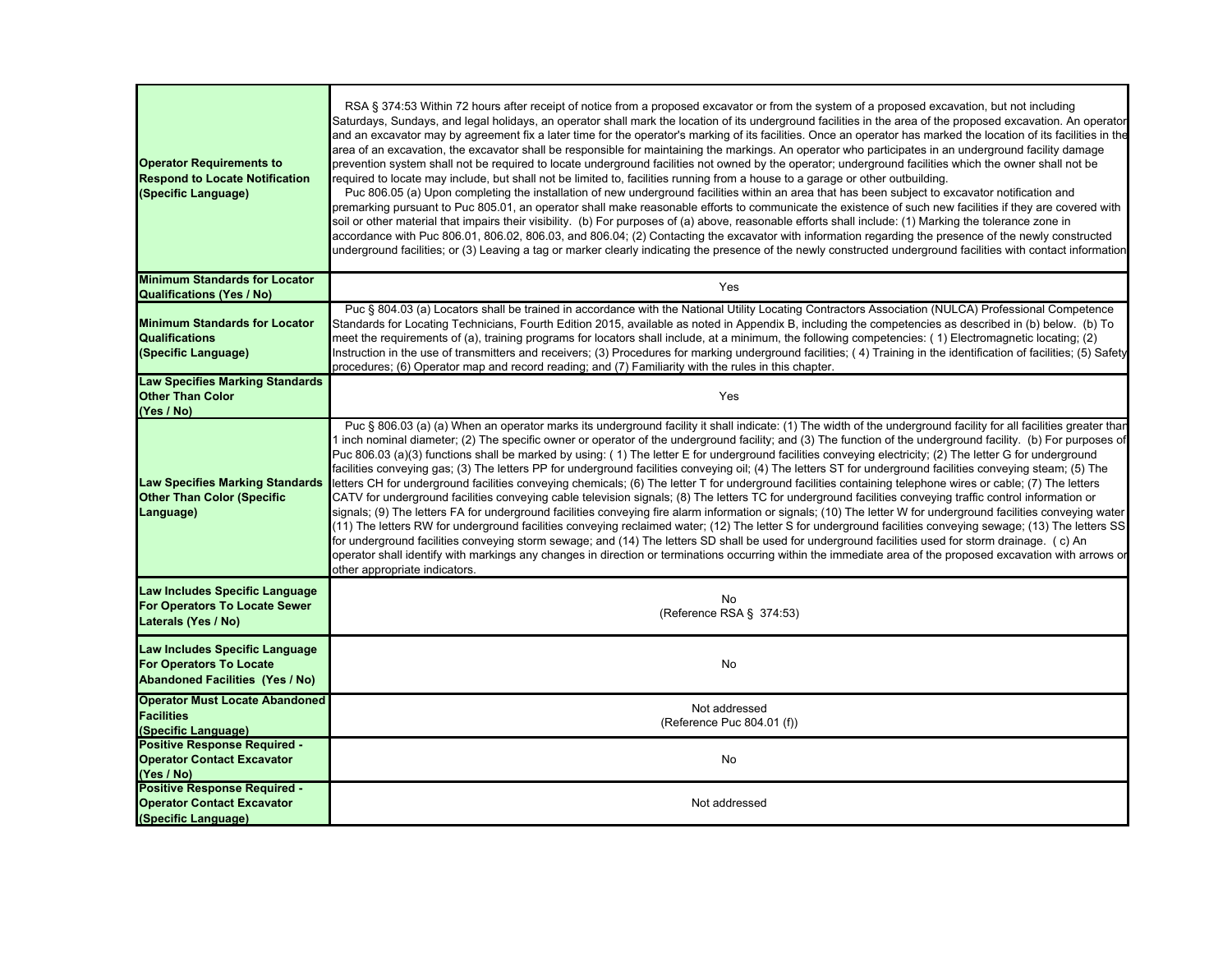| | |
|---|---|
| **Operator Requirements to Respond to Locate Notification (Specific Language)** | RSA § 374:53 Within 72 hours after receipt of notice from a proposed excavator or from the system of a proposed excavation, but not including Saturdays, Sundays, and legal holidays, an operator shall mark the location of its underground facilities in the area of the proposed excavation. An operator and an excavator may by agreement fix a later time for the operator's marking of its facilities. Once an operator has marked the location of its facilities in the area of an excavation, the excavator shall be responsible for maintaining the markings. An operator who participates in an underground facility damage prevention system shall not be required to locate underground facilities not owned by the operator; underground facilities which the owner shall not be required to locate may include, but shall not be limited to, facilities running from a house to a garage or other outbuilding. Puc 806.05 (a) Upon completing the installation of new underground facilities within an area that has been subject to excavator notification and premarking pursuant to Puc 805.01, an operator shall make reasonable efforts to communicate the existence of such new facilities if they are covered with soil or other material that impairs their visibility. (b) For purposes of (a) above, reasonable efforts shall include: (1) Marking the tolerance zone in accordance with Puc 806.01, 806.02, 806.03, and 806.04; (2) Contacting the excavator with information regarding the presence of the newly constructed underground facilities; or (3) Leaving a tag or marker clearly indicating the presence of the newly constructed underground facilities with contact information |
| **Minimum Standards for Locator Qualifications (Yes / No)** | Yes |
| **Minimum Standards for Locator Qualifications (Specific Language)** | Puc § 804.03 (a) Locators shall be trained in accordance with the National Utility Locating Contractors Association (NULCA) Professional Competence Standards for Locating Technicians, Fourth Edition 2015, available as noted in Appendix B, including the competencies as described in (b) below. (b) To meet the requirements of (a), training programs for locators shall include, at a minimum, the following competencies: ( 1) Electromagnetic locating; (2) Instruction in the use of transmitters and receivers; (3) Procedures for marking underground facilities; ( 4) Training in the identification of facilities; (5) Safety procedures; (6) Operator map and record reading; and (7) Familiarity with the rules in this chapter. |
| **Law Specifies Marking Standards Other Than Color (Yes / No)** | Yes |
| **Law Specifies Marking Standards Other Than Color (Specific Language)** | Puc § 806.03 (a) (a) When an operator marks its underground facility it shall indicate: (1) The width of the underground facility for all facilities greater than 1 inch nominal diameter; (2) The specific owner or operator of the underground facility; and (3) The function of the underground facility. (b) For purposes of Puc 806.03 (a)(3) functions shall be marked by using: ( 1) The letter E for underground facilities conveying electricity; (2) The letter G for underground facilities conveying gas; (3) The letters PP for underground facilities conveying oil; (4) The letters ST for underground facilities conveying steam; (5) The letters CH for underground facilities conveying chemicals; (6) The letter T for underground facilities containing telephone wires or cable; (7) The letters CATV for underground facilities conveying cable television signals; (8) The letters TC for underground facilities conveying traffic control information or signals; (9) The letters FA for underground facilities conveying fire alarm information or signals; (10) The letter W for underground facilities conveying water (11) The letters RW for underground facilities conveying reclaimed water; (12) The letter S for underground facilities conveying sewage; (13) The letters SS for underground facilities conveying storm sewage; and (14) The letters SD shall be used for underground facilities used for storm drainage. ( c) An operator shall identify with markings any changes in direction or terminations occurring within the immediate area of the proposed excavation with arrows or other appropriate indicators. |
| **Law Includes Specific Language For Operators To Locate Sewer Laterals (Yes / No)** | No (Reference RSA § 374:53) |
| **Law Includes Specific Language For Operators To Locate Abandoned Facilities (Yes / No)** | No |
| **Operator Must Locate Abandoned Facilities (Specific Language)** | Not addressed (Reference Puc 804.01 (f)) |
| **Positive Response Required - Operator Contact Excavator (Yes / No)** | No |
| **Positive Response Required - Operator Contact Excavator (Specific Language)** | Not addressed |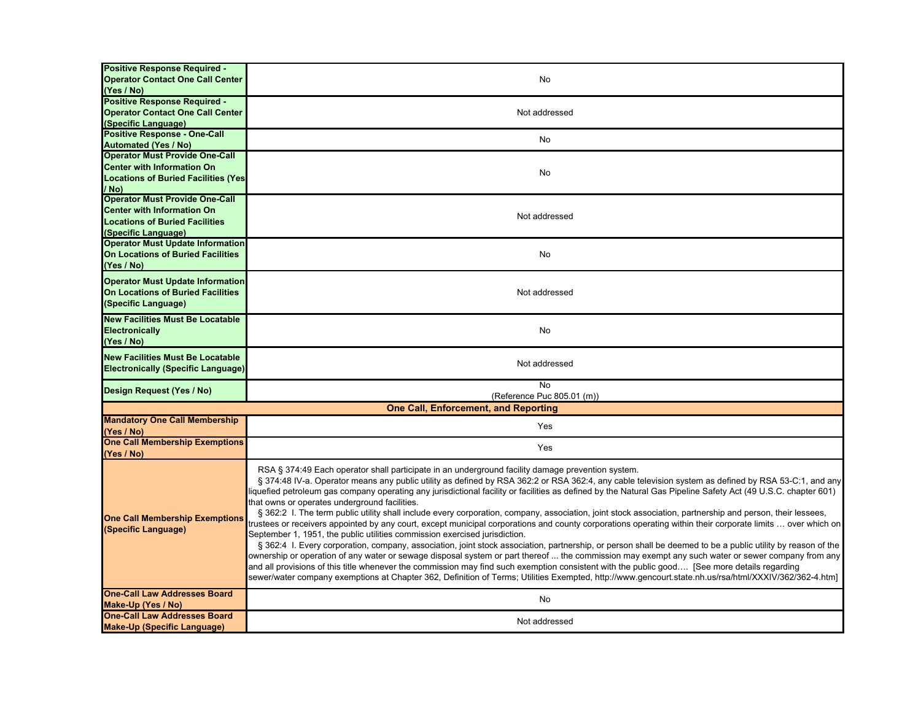| | |
|---|---|
| **Positive Response Required - Operator Contact One Call Center (Yes / No)** | No |
| **Positive Response Required - Operator Contact One Call Center (Specific Language)** | Not addressed |
| **Positive Response - One-Call Automated (Yes / No)** | No |
| **Operator Must Provide One-Call Center with Information On Locations of Buried Facilities (Yes / No)** | No |
| **Operator Must Provide One-Call Center with Information On Locations of Buried Facilities (Specific Language)** | Not addressed |
| **Operator Must Update Information On Locations of Buried Facilities (Yes / No)** | No |
| **Operator Must Update Information On Locations of Buried Facilities (Specific Language)** | Not addressed |
| **New Facilities Must Be Locatable Electronically (Yes / No)** | No |
| **New Facilities Must Be Locatable Electronically (Specific Language)** | Not addressed |
| **Design Request (Yes / No)** | No (Reference Puc 805.01 (m)) |
| **One Call, Enforcement, and Reporting** | |
| **Mandatory One Call Membership (Yes / No)** | Yes |
| **One Call Membership Exemptions (Yes / No)** | Yes |
| **One Call Membership Exemptions (Specific Language)** | RSA § 374:49 Each operator shall participate in an underground facility damage prevention system. § 374:48 IV-a. Operator means any public utility as defined by RSA 362:2 or RSA 362:4, any cable television system as defined by RSA 53-C:1, and any liquefied petroleum gas company operating any jurisdictional facility or facilities as defined by the Natural Gas Pipeline Safety Act (49 U.S.C. chapter 601) that owns or operates underground facilities. § 362:2 I. The term public utility shall include every corporation, company, association, joint stock association, partnership and person, their lessees, trustees or receivers appointed by any court, except municipal corporations and county corporations operating within their corporate limits … over which on September 1, 1951, the public utilities commission exercised jurisdiction. § 362:4 I. Every corporation, company, association, joint stock association, partnership, or person shall be deemed to be a public utility by reason of the ownership or operation of any water or sewage disposal system or part thereof ... the commission may exempt any such water or sewer company from any and all provisions of this title whenever the commission may find such exemption consistent with the public good…. [See more details regarding sewer/water company exemptions at Chapter 362, Definition of Terms; Utilities Exempted, http://www.gencourt.state.nh.us/rsa/html/XXXIV/362/362-4.htm] |
| **One-Call Law Addresses Board Make-Up (Yes / No)** | No |
| **One-Call Law Addresses Board Make-Up (Specific Language)** | Not addressed |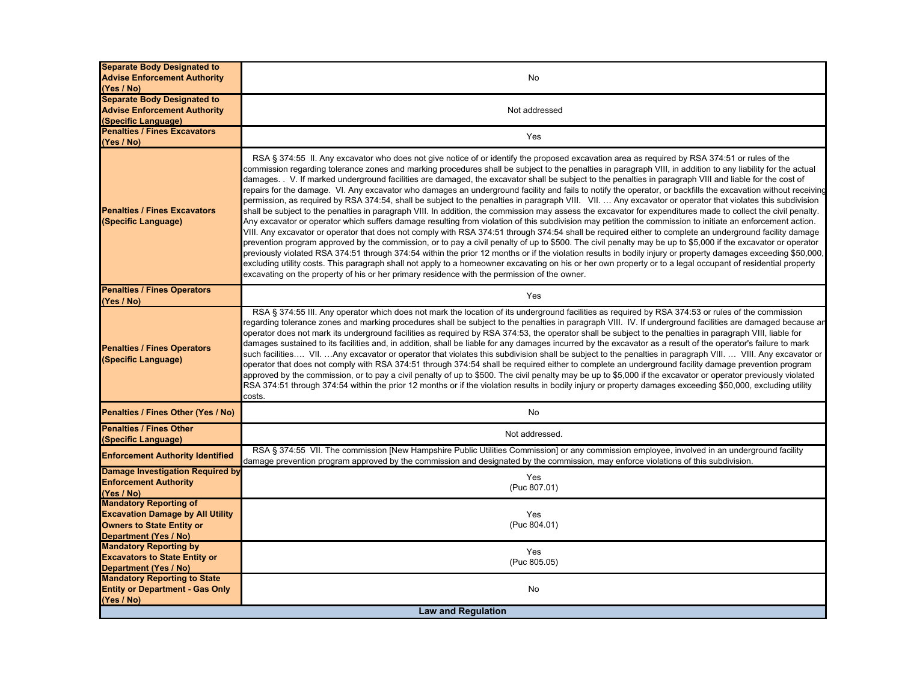| | |
|---|---|
| **Separate Body Designated to Advise Enforcement Authority (Yes / No)** | No |
| **Separate Body Designated to Advise Enforcement Authority (Specific Language)** | Not addressed |
| **Penalties / Fines Excavators (Yes / No)** | Yes |
| **Penalties / Fines Excavators (Specific Language)** | RSA § 374:55 II. Any excavator who does not give notice of or identify the proposed excavation area as required by RSA 374:51 or rules of the commission regarding tolerance zones and marking procedures shall be subject to the penalties in paragraph VIII, in addition to any liability for the actual damages. . V. If marked underground facilities are damaged, the excavator shall be subject to the penalties in paragraph VIII and liable for the cost of repairs for the damage. VI. Any excavator who damages an underground facility and fails to notify the operator, or backfills the excavation without receiving permission, as required by RSA 374:54, shall be subject to the penalties in paragraph VIII. VII. … Any excavator or operator that violates this subdivision shall be subject to the penalties in paragraph VIII. In addition, the commission may assess the excavator for expenditures made to collect the civil penalty. Any excavator or operator which suffers damage resulting from violation of this subdivision may petition the commission to initiate an enforcement action. VIII. Any excavator or operator that does not comply with RSA 374:51 through 374:54 shall be required either to complete an underground facility damage prevention program approved by the commission, or to pay a civil penalty of up to $500. The civil penalty may be up to $5,000 if the excavator or operator previously violated RSA 374:51 through 374:54 within the prior 12 months or if the violation results in bodily injury or property damages exceeding $50,000, excluding utility costs. This paragraph shall not apply to a homeowner excavating on his or her own property or to a legal occupant of residential property excavating on the property of his or her primary residence with the permission of the owner. |
| **Penalties / Fines Operators (Yes / No)** | Yes |
| **Penalties / Fines Operators (Specific Language)** | RSA § 374:55 III. Any operator which does not mark the location of its underground facilities as required by RSA 374:53 or rules of the commission regarding tolerance zones and marking procedures shall be subject to the penalties in paragraph VIII. IV. If underground facilities are damaged because an operator does not mark its underground facilities as required by RSA 374:53, the operator shall be subject to the penalties in paragraph VIII, liable for damages sustained to its facilities and, in addition, shall be liable for any damages incurred by the excavator as a result of the operator's failure to mark such facilities…. VII. …Any excavator or operator that violates this subdivision shall be subject to the penalties in paragraph VIII. … VIII. Any excavator or operator that does not comply with RSA 374:51 through 374:54 shall be required either to complete an underground facility damage prevention program approved by the commission, or to pay a civil penalty of up to $500. The civil penalty may be up to $5,000 if the excavator or operator previously violated RSA 374:51 through 374:54 within the prior 12 months or if the violation results in bodily injury or property damages exceeding $50,000, excluding utility costs. |
| **Penalties / Fines Other (Yes / No)** | No |
| **Penalties / Fines Other (Specific Language)** | Not addressed. |
| **Enforcement Authority Identified** | RSA § 374:55 VII. The commission [New Hampshire Public Utilities Commission] or any commission employee, involved in an underground facility damage prevention program approved by the commission and designated by the commission, may enforce violations of this subdivision. |
| **Damage Investigation Required by Enforcement Authority (Yes / No)** | Yes (Puc 807.01) |
| **Mandatory Reporting of Excavation Damage by All Utility Owners to State Entity or Department (Yes / No)** | Yes (Puc 804.01) |
| **Mandatory Reporting by Excavators to State Entity or Department (Yes / No)** | Yes (Puc 805.05) |
| **Mandatory Reporting to State Entity or Department - Gas Only (Yes / No)** | No |
| **Law and Regulation** | |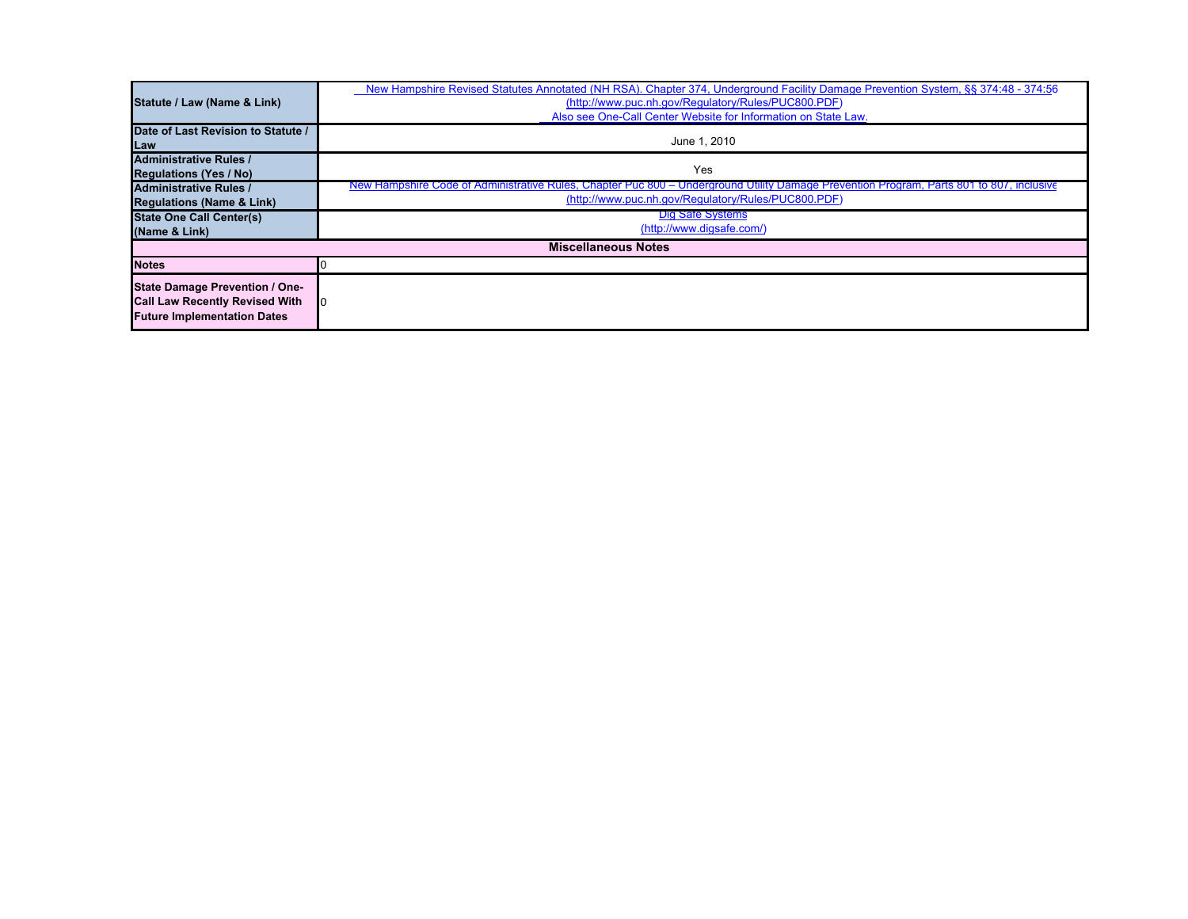| | |
|---|---|
| **Statute / Law (Name & Link)** | New Hampshire Revised Statutes Annotated (NH RSA). Chapter 374, Underground Facility Damage Prevention System, §§ 374:48 - 374:56 (http://www.puc.nh.gov/Regulatory/Rules/PUC800.PDF) Also see One-Call Center Website for Information on State Law. |
| **Date of Last Revision to Statute / Law** | June 1, 2010 |
| **Administrative Rules / Regulations (Yes / No)** | Yes |
| **Administrative Rules / Regulations (Name & Link)** | New Hampshire Code of Administrative Rules, Chapter Puc 800 – Underground Utility Damage Prevention Program, Parts 801 to 807, inclusive (http://www.puc.nh.gov/Regulatory/Rules/PUC800.PDF) |
| **State One Call Center(s) (Name & Link)** | Dig Safe Systems (http://www.digsafe.com/) |
| **Miscellaneous Notes** | |
| **Notes** | 0 |
| **State Damage Prevention / One-Call Law Recently Revised With Future Implementation Dates** | 0 |